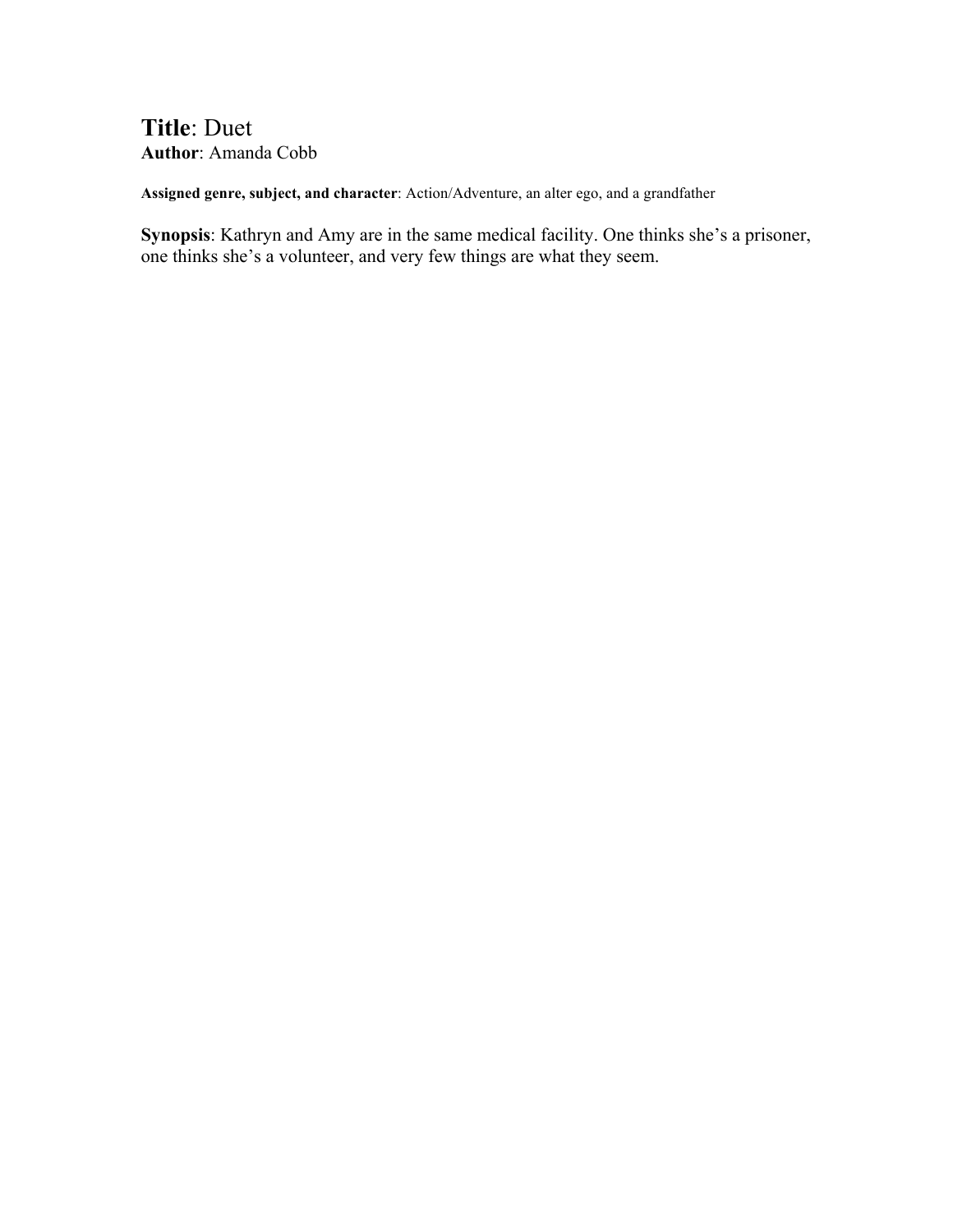**Title**: Duet
**Author**: Amanda Cobb

**Assigned genre, subject, and character**: Action/Adventure, an alter ego, and a grandfather

**Synopsis**: Kathryn and Amy are in the same medical facility. One thinks she's a prisoner, one thinks she's a volunteer, and very few things are what they seem.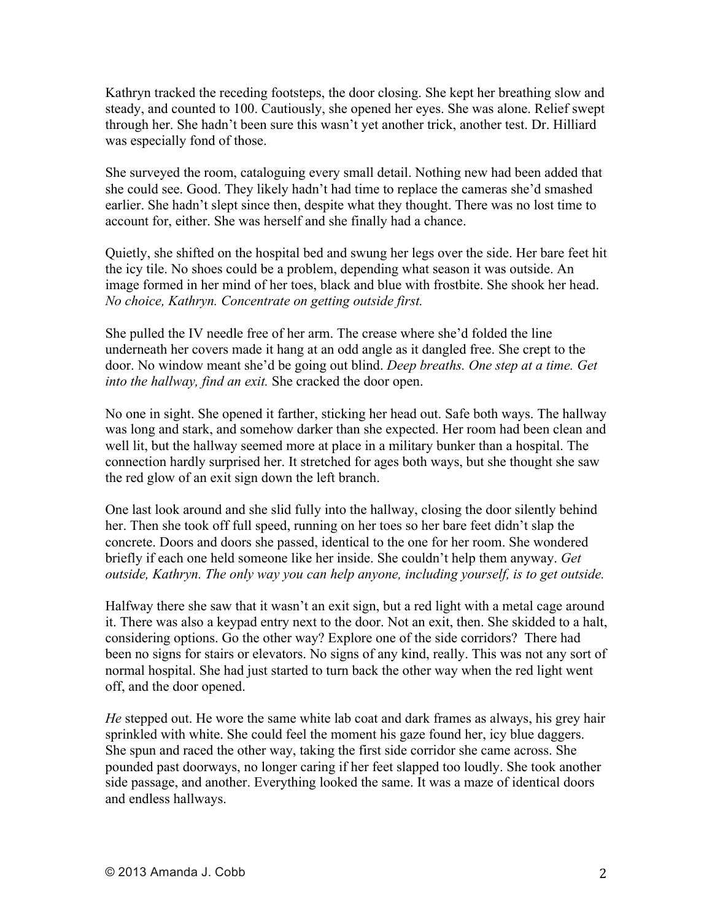Kathryn tracked the receding footsteps, the door closing. She kept her breathing slow and steady, and counted to 100. Cautiously, she opened her eyes. She was alone. Relief swept through her. She hadn't been sure this wasn't yet another trick, another test. Dr. Hilliard was especially fond of those.

She surveyed the room, cataloguing every small detail. Nothing new had been added that she could see. Good. They likely hadn't had time to replace the cameras she'd smashed earlier. She hadn't slept since then, despite what they thought. There was no lost time to account for, either. She was herself and she finally had a chance.

Quietly, she shifted on the hospital bed and swung her legs over the side. Her bare feet hit the icy tile. No shoes could be a problem, depending what season it was outside. An image formed in her mind of her toes, black and blue with frostbite. She shook her head. *No choice, Kathryn. Concentrate on getting outside first.*

She pulled the IV needle free of her arm. The crease where she'd folded the line underneath her covers made it hang at an odd angle as it dangled free. She crept to the door. No window meant she'd be going out blind. *Deep breaths. One step at a time. Get into the hallway, find an exit.* She cracked the door open.

No one in sight. She opened it farther, sticking her head out. Safe both ways. The hallway was long and stark, and somehow darker than she expected. Her room had been clean and well lit, but the hallway seemed more at place in a military bunker than a hospital. The connection hardly surprised her. It stretched for ages both ways, but she thought she saw the red glow of an exit sign down the left branch.

One last look around and she slid fully into the hallway, closing the door silently behind her. Then she took off full speed, running on her toes so her bare feet didn't slap the concrete. Doors and doors she passed, identical to the one for her room. She wondered briefly if each one held someone like her inside. She couldn't help them anyway. *Get outside, Kathryn. The only way you can help anyone, including yourself, is to get outside.*

Halfway there she saw that it wasn't an exit sign, but a red light with a metal cage around it. There was also a keypad entry next to the door. Not an exit, then. She skidded to a halt, considering options. Go the other way? Explore one of the side corridors? There had been no signs for stairs or elevators. No signs of any kind, really. This was not any sort of normal hospital. She had just started to turn back the other way when the red light went off, and the door opened.

*He* stepped out. He wore the same white lab coat and dark frames as always, his grey hair sprinkled with white. She could feel the moment his gaze found her, icy blue daggers. She spun and raced the other way, taking the first side corridor she came across. She pounded past doorways, no longer caring if her feet slapped too loudly. She took another side passage, and another. Everything looked the same. It was a maze of identical doors and endless hallways.

© 2013 Amanda J. Cobb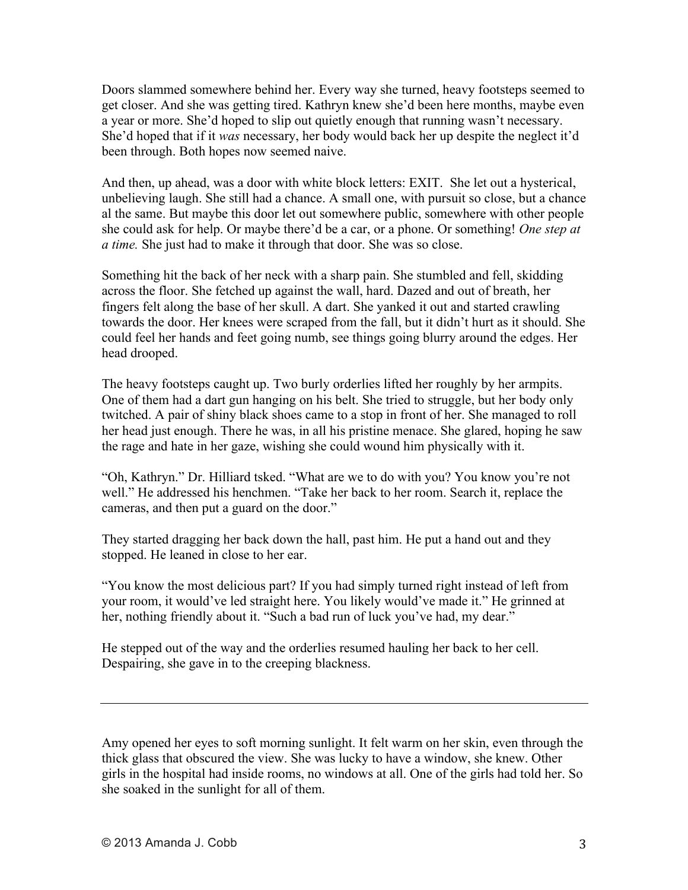Doors slammed somewhere behind her. Every way she turned, heavy footsteps seemed to get closer. And she was getting tired. Kathryn knew she'd been here months, maybe even a year or more. She'd hoped to slip out quietly enough that running wasn't necessary. She'd hoped that if it *was* necessary, her body would back her up despite the neglect it'd been through. Both hopes now seemed naive.

And then, up ahead, was a door with white block letters: EXIT. She let out a hysterical, unbelieving laugh. She still had a chance. A small one, with pursuit so close, but a chance al the same. But maybe this door let out somewhere public, somewhere with other people she could ask for help. Or maybe there'd be a car, or a phone. Or something! *One step at a time.* She just had to make it through that door. She was so close.

Something hit the back of her neck with a sharp pain. She stumbled and fell, skidding across the floor. She fetched up against the wall, hard. Dazed and out of breath, her fingers felt along the base of her skull. A dart. She yanked it out and started crawling towards the door. Her knees were scraped from the fall, but it didn't hurt as it should. She could feel her hands and feet going numb, see things going blurry around the edges. Her head drooped.

The heavy footsteps caught up. Two burly orderlies lifted her roughly by her armpits. One of them had a dart gun hanging on his belt. She tried to struggle, but her body only twitched. A pair of shiny black shoes came to a stop in front of her. She managed to roll her head just enough. There he was, in all his pristine menace. She glared, hoping he saw the rage and hate in her gaze, wishing she could wound him physically with it.

"Oh, Kathryn." Dr. Hilliard tsked. "What are we to do with you? You know you're not well." He addressed his henchmen. "Take her back to her room. Search it, replace the cameras, and then put a guard on the door."

They started dragging her back down the hall, past him. He put a hand out and they stopped. He leaned in close to her ear.

"You know the most delicious part? If you had simply turned right instead of left from your room, it would've led straight here. You likely would've made it." He grinned at her, nothing friendly about it. "Such a bad run of luck you've had, my dear."

He stepped out of the way and the orderlies resumed hauling her back to her cell. Despairing, she gave in to the creeping blackness.

---

Amy opened her eyes to soft morning sunlight. It felt warm on her skin, even through the thick glass that obscured the view. She was lucky to have a window, she knew. Other girls in the hospital had inside rooms, no windows at all. One of the girls had told her. So she soaked in the sunlight for all of them.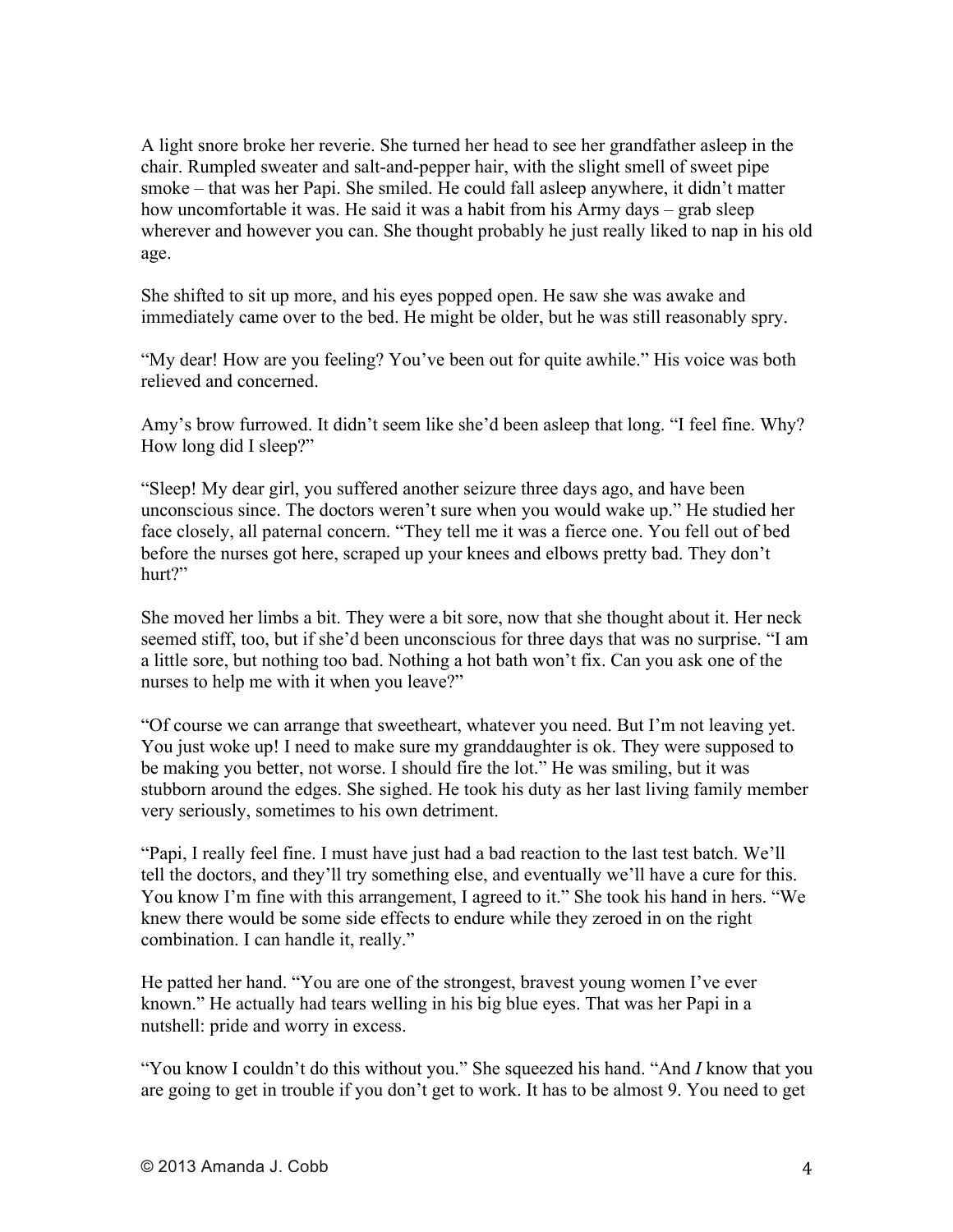A light snore broke her reverie. She turned her head to see her grandfather asleep in the chair. Rumpled sweater and salt-and-pepper hair, with the slight smell of sweet pipe smoke – that was her Papi. She smiled. He could fall asleep anywhere, it didn't matter how uncomfortable it was. He said it was a habit from his Army days – grab sleep wherever and however you can. She thought probably he just really liked to nap in his old age.

She shifted to sit up more, and his eyes popped open. He saw she was awake and immediately came over to the bed. He might be older, but he was still reasonably spry.

"My dear! How are you feeling? You've been out for quite awhile." His voice was both relieved and concerned.

Amy's brow furrowed. It didn't seem like she'd been asleep that long. "I feel fine. Why? How long did I sleep?"

"Sleep! My dear girl, you suffered another seizure three days ago, and have been unconscious since. The doctors weren't sure when you would wake up." He studied her face closely, all paternal concern. "They tell me it was a fierce one. You fell out of bed before the nurses got here, scraped up your knees and elbows pretty bad. They don't hurt?"

She moved her limbs a bit. They were a bit sore, now that she thought about it. Her neck seemed stiff, too, but if she'd been unconscious for three days that was no surprise. "I am a little sore, but nothing too bad. Nothing a hot bath won't fix. Can you ask one of the nurses to help me with it when you leave?"

"Of course we can arrange that sweetheart, whatever you need. But I'm not leaving yet. You just woke up! I need to make sure my granddaughter is ok. They were supposed to be making you better, not worse. I should fire the lot." He was smiling, but it was stubborn around the edges. She sighed. He took his duty as her last living family member very seriously, sometimes to his own detriment.

"Papi, I really feel fine. I must have just had a bad reaction to the last test batch. We'll tell the doctors, and they'll try something else, and eventually we'll have a cure for this. You know I'm fine with this arrangement, I agreed to it." She took his hand in hers. "We knew there would be some side effects to endure while they zeroed in on the right combination. I can handle it, really."

He patted her hand. "You are one of the strongest, bravest young women I've ever known." He actually had tears welling in his big blue eyes. That was her Papi in a nutshell: pride and worry in excess.

"You know I couldn't do this without you." She squeezed his hand. "And *I* know that you are going to get in trouble if you don't get to work. It has to be almost 9. You need to get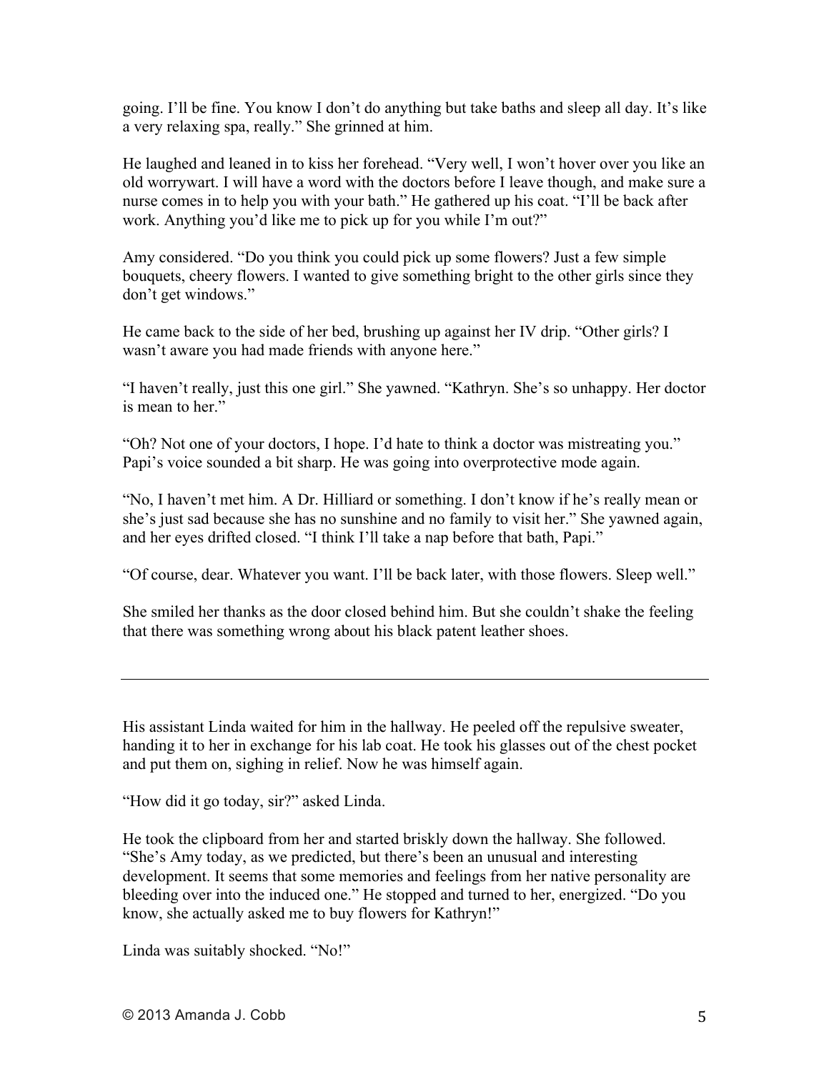going. I'll be fine. You know I don't do anything but take baths and sleep all day. It's like a very relaxing spa, really." She grinned at him.

He laughed and leaned in to kiss her forehead. "Very well, I won't hover over you like an old worrywart. I will have a word with the doctors before I leave though, and make sure a nurse comes in to help you with your bath." He gathered up his coat. "I'll be back after work. Anything you'd like me to pick up for you while I'm out?"

Amy considered. "Do you think you could pick up some flowers? Just a few simple bouquets, cheery flowers. I wanted to give something bright to the other girls since they don't get windows."

He came back to the side of her bed, brushing up against her IV drip. "Other girls? I wasn't aware you had made friends with anyone here."

"I haven't really, just this one girl." She yawned. "Kathryn. She's so unhappy. Her doctor is mean to her."

"Oh? Not one of your doctors, I hope. I'd hate to think a doctor was mistreating you." Papi's voice sounded a bit sharp. He was going into overprotective mode again.

"No, I haven't met him. A Dr. Hilliard or something. I don't know if he's really mean or she's just sad because she has no sunshine and no family to visit her." She yawned again, and her eyes drifted closed. "I think I'll take a nap before that bath, Papi."

"Of course, dear. Whatever you want. I'll be back later, with those flowers. Sleep well."

She smiled her thanks as the door closed behind him. But she couldn't shake the feeling that there was something wrong about his black patent leather shoes.

---

His assistant Linda waited for him in the hallway. He peeled off the repulsive sweater, handing it to her in exchange for his lab coat. He took his glasses out of the chest pocket and put them on, sighing in relief. Now he was himself again.

"How did it go today, sir?" asked Linda.

He took the clipboard from her and started briskly down the hallway. She followed. "She's Amy today, as we predicted, but there's been an unusual and interesting development. It seems that some memories and feelings from her native personality are bleeding over into the induced one." He stopped and turned to her, energized. "Do you know, she actually asked me to buy flowers for Kathryn!"

Linda was suitably shocked. "No!"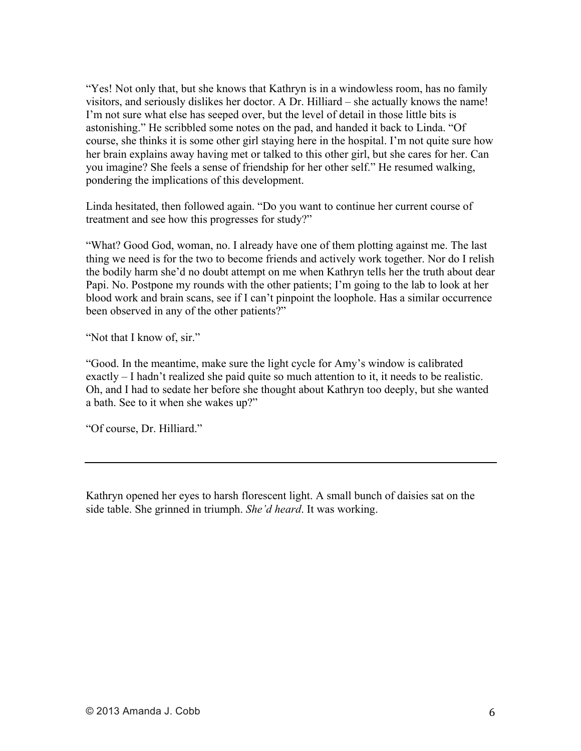"Yes! Not only that, but she knows that Kathryn is in a windowless room, has no family visitors, and seriously dislikes her doctor. A Dr. Hilliard – she actually knows the name! I'm not sure what else has seeped over, but the level of detail in those little bits is astonishing." He scribbled some notes on the pad, and handed it back to Linda. "Of course, she thinks it is some other girl staying here in the hospital. I'm not quite sure how her brain explains away having met or talked to this other girl, but she cares for her. Can you imagine? She feels a sense of friendship for her other self." He resumed walking, pondering the implications of this development.

Linda hesitated, then followed again. "Do you want to continue her current course of treatment and see how this progresses for study?"

"What? Good God, woman, no. I already have one of them plotting against me. The last thing we need is for the two to become friends and actively work together. Nor do I relish the bodily harm she'd no doubt attempt on me when Kathryn tells her the truth about dear Papi. No. Postpone my rounds with the other patients; I'm going to the lab to look at her blood work and brain scans, see if I can't pinpoint the loophole. Has a similar occurrence been observed in any of the other patients?"

"Not that I know of, sir."

"Good. In the meantime, make sure the light cycle for Amy's window is calibrated exactly – I hadn't realized she paid quite so much attention to it, it needs to be realistic. Oh, and I had to sedate her before she thought about Kathryn too deeply, but she wanted a bath. See to it when she wakes up?"

"Of course, Dr. Hilliard."

---

Kathryn opened her eyes to harsh florescent light. A small bunch of daisies sat on the side table. She grinned in triumph. *She'd heard*. It was working.

© 2013 Amanda J. Cobb